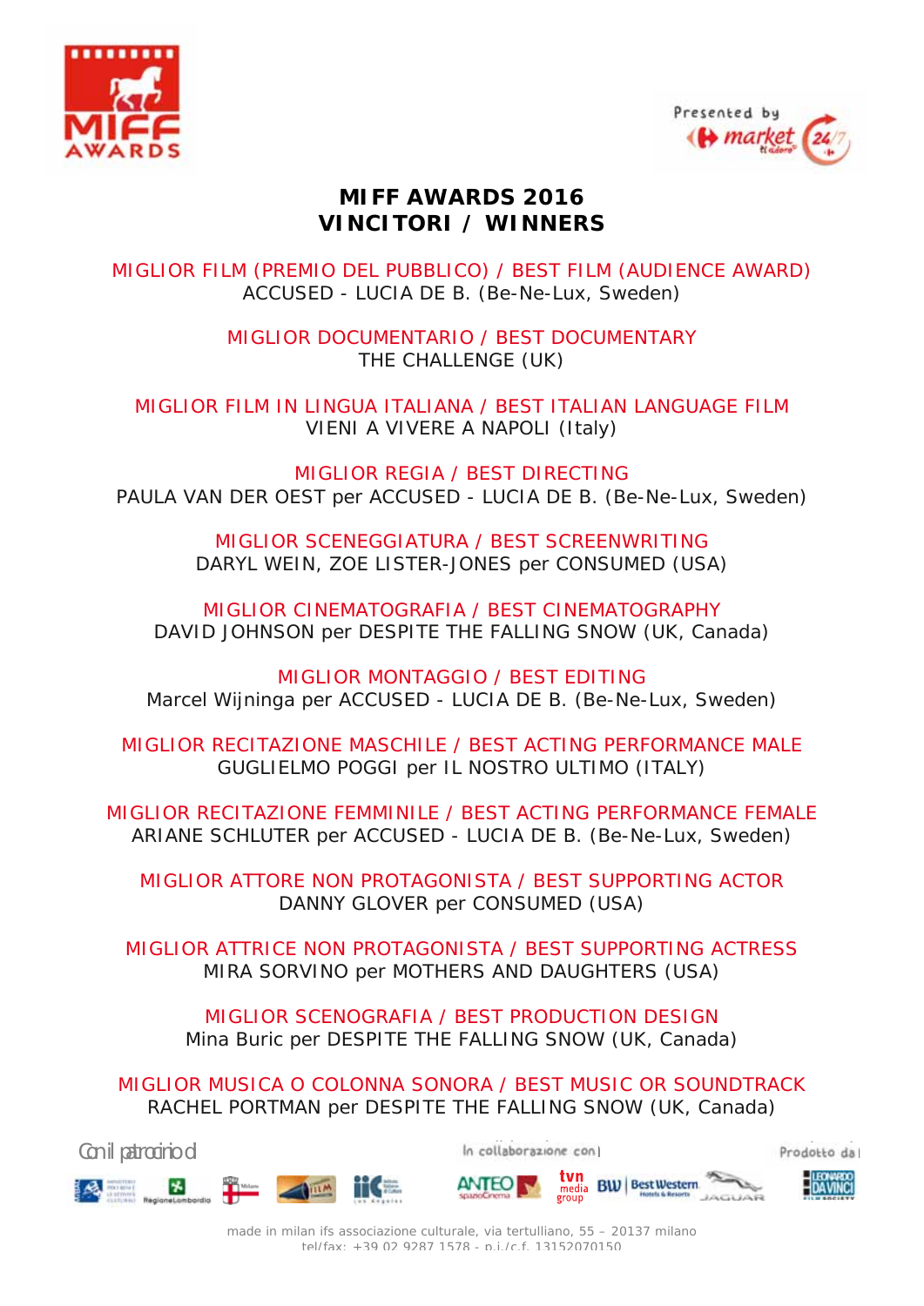# MIFF AWARDS 2016
## VINCITORI / WINNERS

MIGLIOR FILM (PREMIO DEL PUBBLICO) / BEST FILM (AUDIENCE AWARD)
ACCUSED - LUCIA DE B. (Be-Ne-Lux, Sweden)

MIGLIOR DOCUMENTARIO / BEST DOCUMENTARY
THE CHALLENGE (UK)

MIGLIOR FILM IN LINGUA ITALIANA / BEST ITALIAN LANGUAGE FILM
VIENI A VIVERE A NAPOLI (Italy)

MIGLIOR REGIA / BEST DIRECTING
PAULA VAN DER OEST per ACCUSED - LUCIA DE B. (Be-Ne-Lux, Sweden)

MIGLIOR SCENEGGIATURA / BEST SCREENWRITING
DARYL WEIN, ZOE LISTER-JONES per CONSUMED (USA)

MIGLIOR CINEMATOGRAFIA / BEST CINEMATOGRAPHY
DAVID JOHNSON per DESPITE THE FALLING SNOW (UK, Canada)

MIGLIOR MONTAGGIO / BEST EDITING
Marcel Wijninga per ACCUSED - LUCIA DE B. (Be-Ne-Lux, Sweden)

MIGLIOR RECITAZIONE MASCHILE / BEST ACTING PERFORMANCE MALE
GUGLIELMO POGGI per IL NOSTRO ULTIMO (ITALY)

MIGLIOR RECITAZIONE FEMMINILE / BEST ACTING PERFORMANCE FEMALE
ARIANE SCHLUTER per ACCUSED - LUCIA DE B. (Be-Ne-Lux, Sweden)

MIGLIOR ATTORE NON PROTAGONISTA / BEST SUPPORTING ACTOR
DANNY GLOVER per CONSUMED (USA)

MIGLIOR ATTRICE NON PROTAGONISTA / BEST SUPPORTING ACTRESS
MIRA SORVINO per MOTHERS AND DAUGHTERS (USA)

MIGLIOR SCENOGRAFIA / BEST PRODUCTION DESIGN
Mina Buric per DESPITE THE FALLING SNOW (UK, Canada)

MIGLIOR MUSICA O COLONNA SONORA / BEST MUSIC OR SOUNDTRACK
RACHEL PORTMAN per DESPITE THE FALLING SNOW (UK, Canada)

Con il patrocinio di

In collaborazione con

Prodotto da

made in milan ifs associazione culturale, via tertulliano, 55 – 20137 milano
tel/fax: +39 02 9287 1578 - p.i./c.f. 13152070150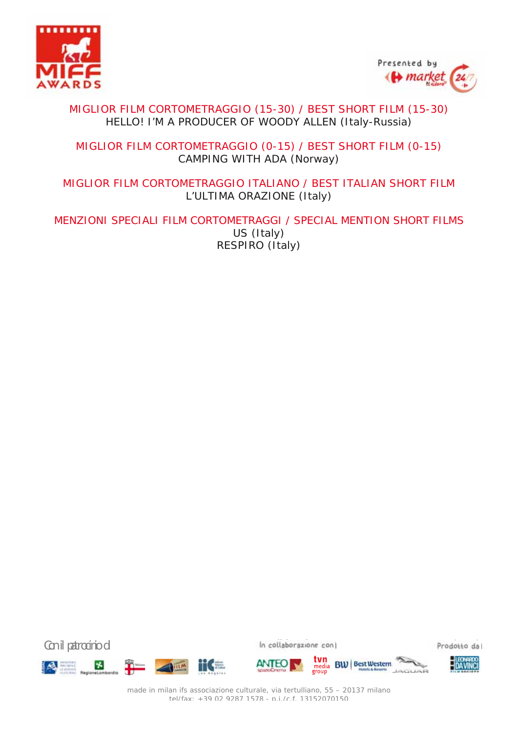MIGLIOR FILM CORTOMETRAGGIO (15-30) / BEST SHORT FILM (15-30)

HELLO! I'M A PRODUCER OF WOODY ALLEN (Italy-Russia)

MIGLIOR FILM CORTOMETRAGGIO (0-15) / BEST SHORT FILM (0-15)

CAMPING WITH ADA (Norway)

MIGLIOR FILM CORTOMETRAGGIO ITALIANO / BEST ITALIAN SHORT FILM

L'ULTIMA ORAZIONE (Italy)

MENZIONI SPECIALI FILM CORTOMETRAGGI / SPECIAL MENTION SHORT FILMS

US (Italy)

RESPIRO (Italy)

Con il patrocinio di

In collaborazione con

Prodotto da

made in milan ifs associazione culturale, via tertulliano, 55 – 20137 milano
tel/fax: +39 02 9287 1578 - p.i./c.f. 13152070150